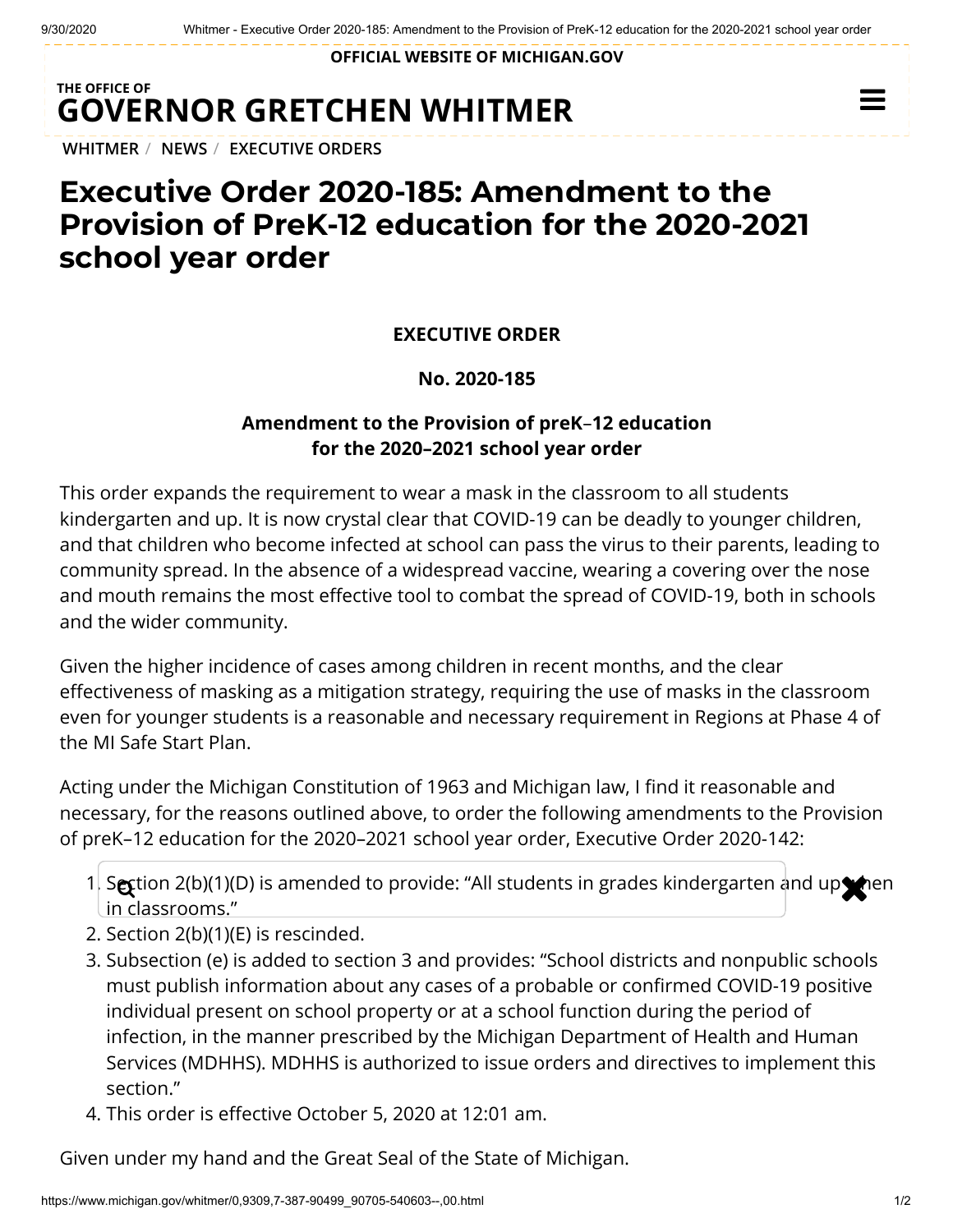OFFICIAL WEBSITE OF MICHIGAN.GOV

THE OFFICE OF
**GOVERNOR GRETCHEN WHITMER**

WHITMER / NEWS / EXECUTIVE ORDERS

# Executive Order 2020-185: Amendment to the Provision of PreK-12 education for the 2020-2021 school year order

**EXECUTIVE ORDER**

**No. 2020-185**

**Amendment to the Provision of preK–12 education for the 2020–2021 school year order**

This order expands the requirement to wear a mask in the classroom to all students kindergarten and up. It is now crystal clear that COVID-19 can be deadly to younger children, and that children who become infected at school can pass the virus to their parents, leading to community spread. In the absence of a widespread vaccine, wearing a covering over the nose and mouth remains the most effective tool to combat the spread of COVID-19, both in schools and the wider community.

Given the higher incidence of cases among children in recent months, and the clear effectiveness of masking as a mitigation strategy, requiring the use of masks in the classroom even for younger students is a reasonable and necessary requirement in Regions at Phase 4 of the MI Safe Start Plan.

Acting under the Michigan Constitution of 1963 and Michigan law, I find it reasonable and necessary, for the reasons outlined above, to order the following amendments to the Provision of preK–12 education for the 2020–2021 school year order, Executive Order 2020-142:

1. Section 2(b)(1)(D) is amended to provide: "All students in grades kindergarten and up when in classrooms."
2. Section 2(b)(1)(E) is rescinded.
3. Subsection (e) is added to section 3 and provides: "School districts and nonpublic schools must publish information about any cases of a probable or confirmed COVID-19 positive individual present on school property or at a school function during the period of infection, in the manner prescribed by the Michigan Department of Health and Human Services (MDHHS). MDHHS is authorized to issue orders and directives to implement this section."
4. This order is effective October 5, 2020 at 12:01 am.

Given under my hand and the Great Seal of the State of Michigan.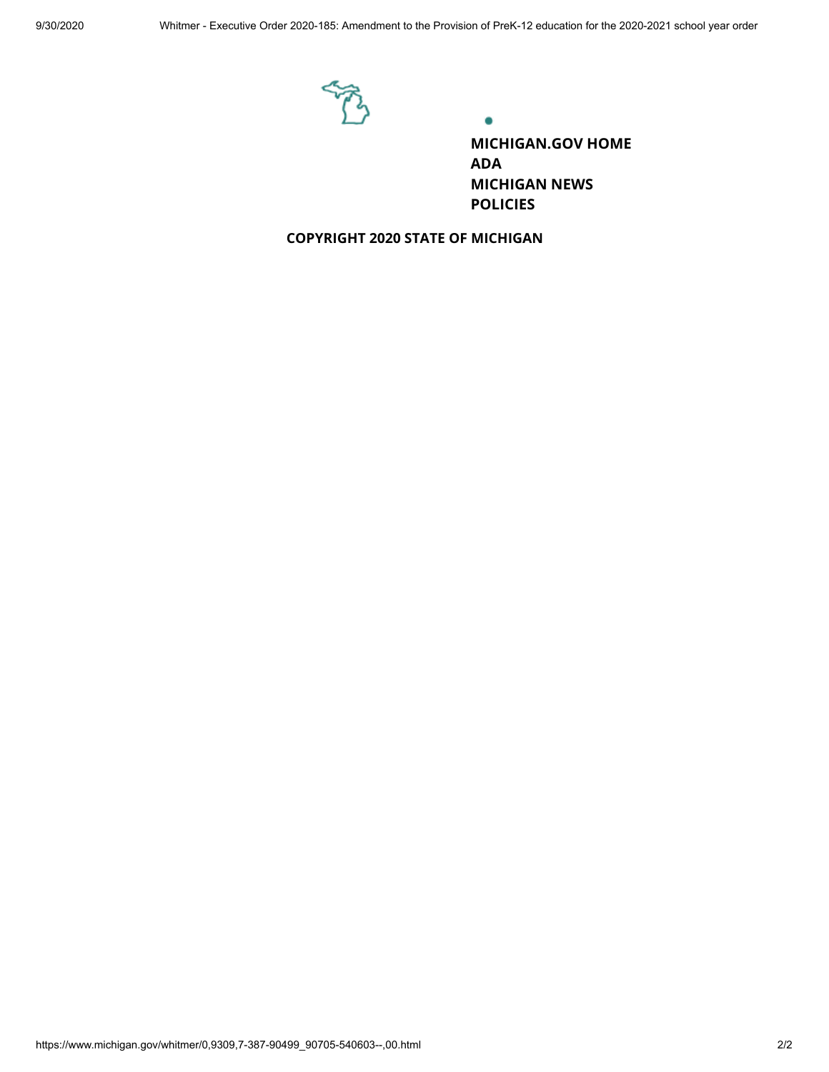- MICHIGAN.GOV HOME
- ADA
- MICHIGAN NEWS
- POLICIES

**COPYRIGHT 2020 STATE OF MICHIGAN**